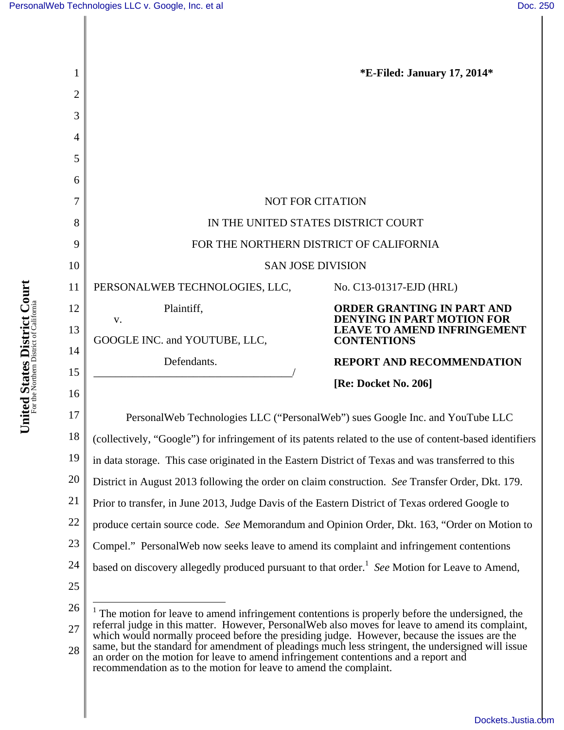\*E-Filed: January 17, 2014\*

NOT FOR CITATION

IN THE UNITED STATES DISTRICT COURT

FOR THE NORTHERN DISTRICT OF CALIFORNIA

SAN JOSE DIVISION

PERSONALWEB TECHNOLOGIES, LLC,

Plaintiff,

v.

GOOGLE INC. and YOUTUBE, LLC,

Defendants.

No. C13-01317-EJD (HRL)

**ORDER GRANTING IN PART AND DENYING IN PART MOTION FOR LEAVE TO AMEND INFRINGEMENT CONTENTIONS**

**REPORT AND RECOMMENDATION**

**[Re: Docket No. 206]**

PersonalWeb Technologies LLC ("PersonalWeb") sues Google Inc. and YouTube LLC (collectively, "Google") for infringement of its patents related to the use of content-based identifiers in data storage. This case originated in the Eastern District of Texas and was transferred to this District in August 2013 following the order on claim construction. *See* Transfer Order, Dkt. 179. Prior to transfer, in June 2013, Judge Davis of the Eastern District of Texas ordered Google to produce certain source code. *See* Memorandum and Opinion Order, Dkt. 163, "Order on Motion to Compel." PersonalWeb now seeks leave to amend its complaint and infringement contentions based on discovery allegedly produced pursuant to that order.[1] *See* Motion for Leave to Amend,

[1] The motion for leave to amend infringement contentions is properly before the undersigned, the referral judge in this matter. However, PersonalWeb also moves for leave to amend its complaint, which would normally proceed before the presiding judge. However, because the issues are the same, but the standard for amendment of pleadings much less stringent, the undersigned will issue an order on the motion for leave to amend infringement contentions and a report and recommendation as to the motion for leave to amend the complaint.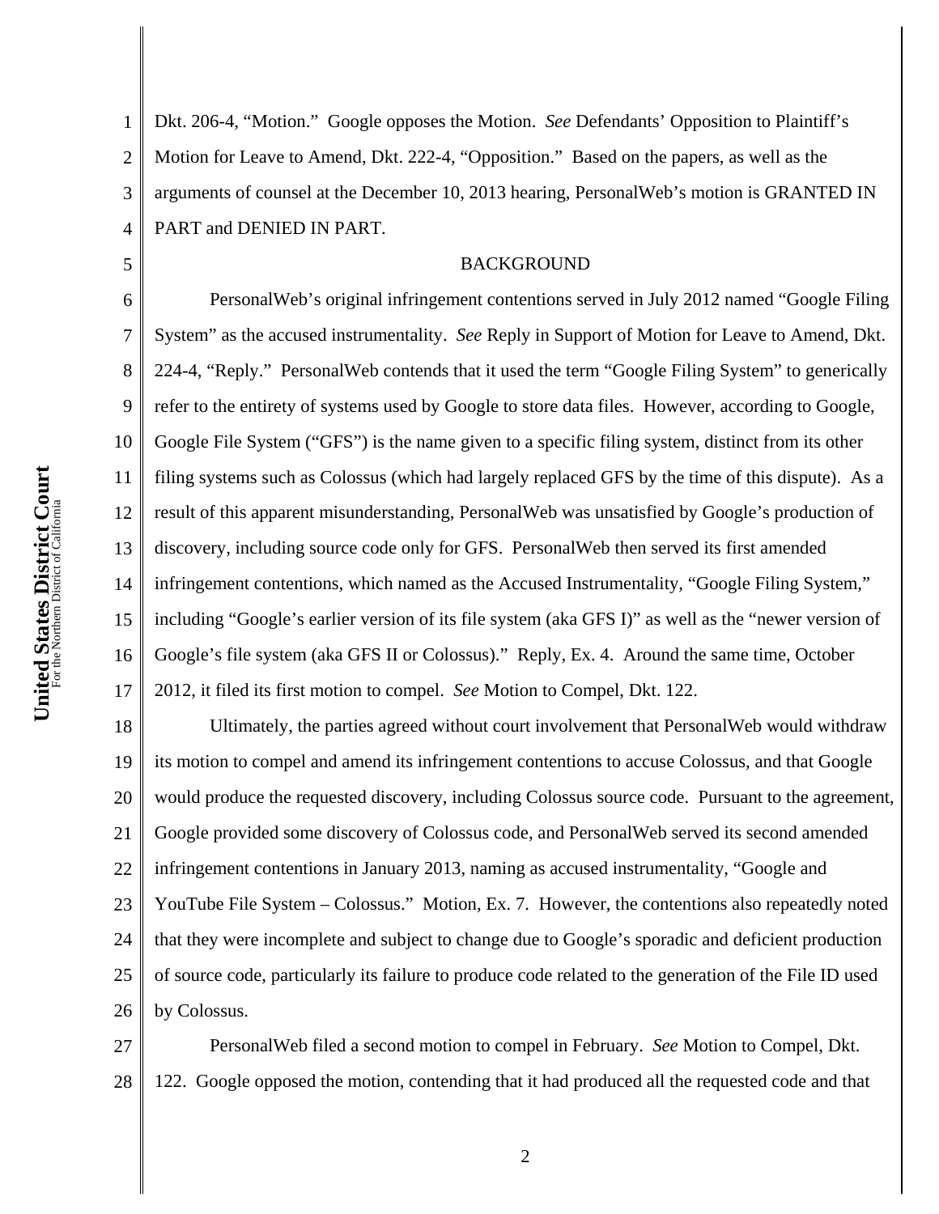Dkt. 206-4, "Motion." Google opposes the Motion. *See* Defendants' Opposition to Plaintiff's Motion for Leave to Amend, Dkt. 222-4, "Opposition." Based on the papers, as well as the arguments of counsel at the December 10, 2013 hearing, PersonalWeb's motion is GRANTED IN PART and DENIED IN PART.

## BACKGROUND

PersonalWeb's original infringement contentions served in July 2012 named "Google Filing System" as the accused instrumentality. *See* Reply in Support of Motion for Leave to Amend, Dkt. 224-4, "Reply." PersonalWeb contends that it used the term "Google Filing System" to generically refer to the entirety of systems used by Google to store data files. However, according to Google, Google File System ("GFS") is the name given to a specific filing system, distinct from its other filing systems such as Colossus (which had largely replaced GFS by the time of this dispute). As a result of this apparent misunderstanding, PersonalWeb was unsatisfied by Google's production of discovery, including source code only for GFS. PersonalWeb then served its first amended infringement contentions, which named as the Accused Instrumentality, "Google Filing System," including "Google's earlier version of its file system (aka GFS I)" as well as the "newer version of Google's file system (aka GFS II or Colossus)." Reply, Ex. 4. Around the same time, October 2012, it filed its first motion to compel. *See* Motion to Compel, Dkt. 122.

Ultimately, the parties agreed without court involvement that PersonalWeb would withdraw its motion to compel and amend its infringement contentions to accuse Colossus, and that Google would produce the requested discovery, including Colossus source code. Pursuant to the agreement, Google provided some discovery of Colossus code, and PersonalWeb served its second amended infringement contentions in January 2013, naming as accused instrumentality, "Google and YouTube File System – Colossus." Motion, Ex. 7. However, the contentions also repeatedly noted that they were incomplete and subject to change due to Google's sporadic and deficient production of source code, particularly its failure to produce code related to the generation of the File ID used by Colossus.

PersonalWeb filed a second motion to compel in February. *See* Motion to Compel, Dkt. 122. Google opposed the motion, contending that it had produced all the requested code and that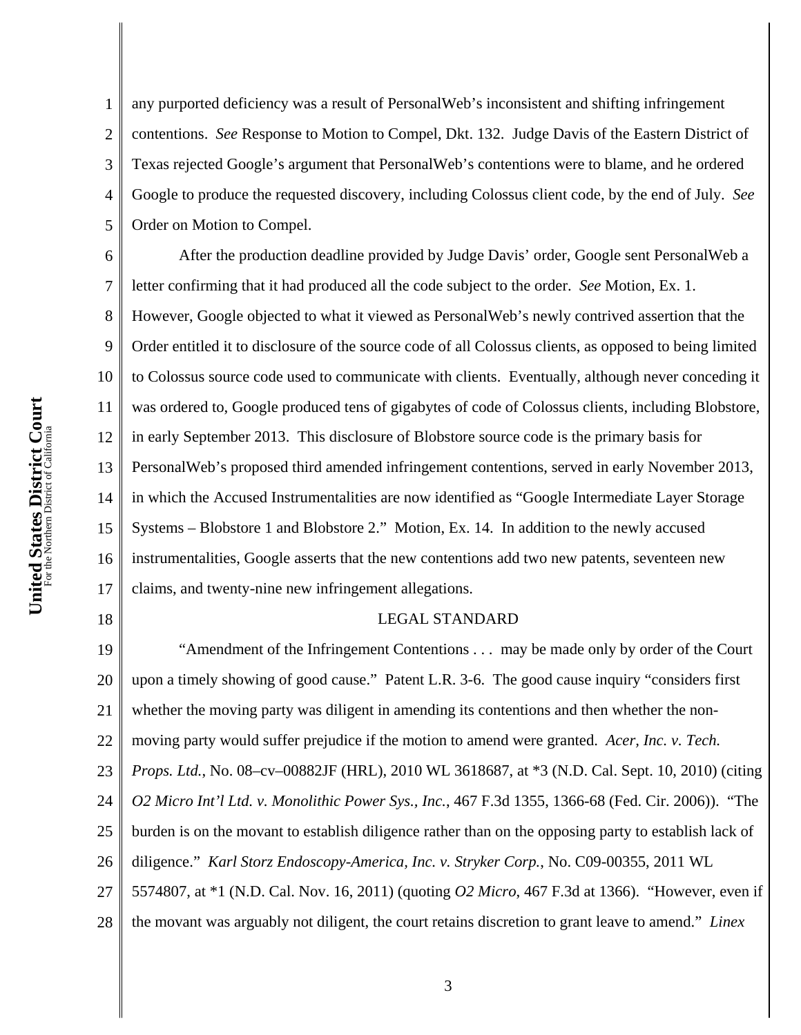any purported deficiency was a result of PersonalWeb's inconsistent and shifting infringement contentions. *See* Response to Motion to Compel, Dkt. 132. Judge Davis of the Eastern District of Texas rejected Google's argument that PersonalWeb's contentions were to blame, and he ordered Google to produce the requested discovery, including Colossus client code, by the end of July. *See* Order on Motion to Compel.

After the production deadline provided by Judge Davis' order, Google sent PersonalWeb a letter confirming that it had produced all the code subject to the order. *See* Motion, Ex. 1. However, Google objected to what it viewed as PersonalWeb's newly contrived assertion that the Order entitled it to disclosure of the source code of all Colossus clients, as opposed to being limited to Colossus source code used to communicate with clients. Eventually, although never conceding it was ordered to, Google produced tens of gigabytes of code of Colossus clients, including Blobstore, in early September 2013. This disclosure of Blobstore source code is the primary basis for PersonalWeb's proposed third amended infringement contentions, served in early November 2013, in which the Accused Instrumentalities are now identified as "Google Intermediate Layer Storage Systems – Blobstore 1 and Blobstore 2." Motion, Ex. 14. In addition to the newly accused instrumentalities, Google asserts that the new contentions add two new patents, seventeen new claims, and twenty-nine new infringement allegations.

## LEGAL STANDARD

"Amendment of the Infringement Contentions . . . may be made only by order of the Court upon a timely showing of good cause." Patent L.R. 3-6. The good cause inquiry "considers first whether the moving party was diligent in amending its contentions and then whether the non-moving party would suffer prejudice if the motion to amend were granted. *Acer, Inc. v. Tech. Props. Ltd.*, No. 08–cv–00882JF (HRL), 2010 WL 3618687, at *3 (N.D. Cal. Sept. 10, 2010) (citing *O2 Micro Int'l Ltd. v. Monolithic Power Sys., Inc.*, 467 F.3d 1355, 1366-68 (Fed. Cir. 2006)). "The burden is on the movant to establish diligence rather than on the opposing party to establish lack of diligence." *Karl Storz Endoscopy-America, Inc. v. Stryker Corp.*, No. C09-00355, 2011 WL 5574807, at *1 (N.D. Cal. Nov. 16, 2011) (quoting *O2 Micro*, 467 F.3d at 1366). "However, even if the movant was arguably not diligent, the court retains discretion to grant leave to amend." *Linex*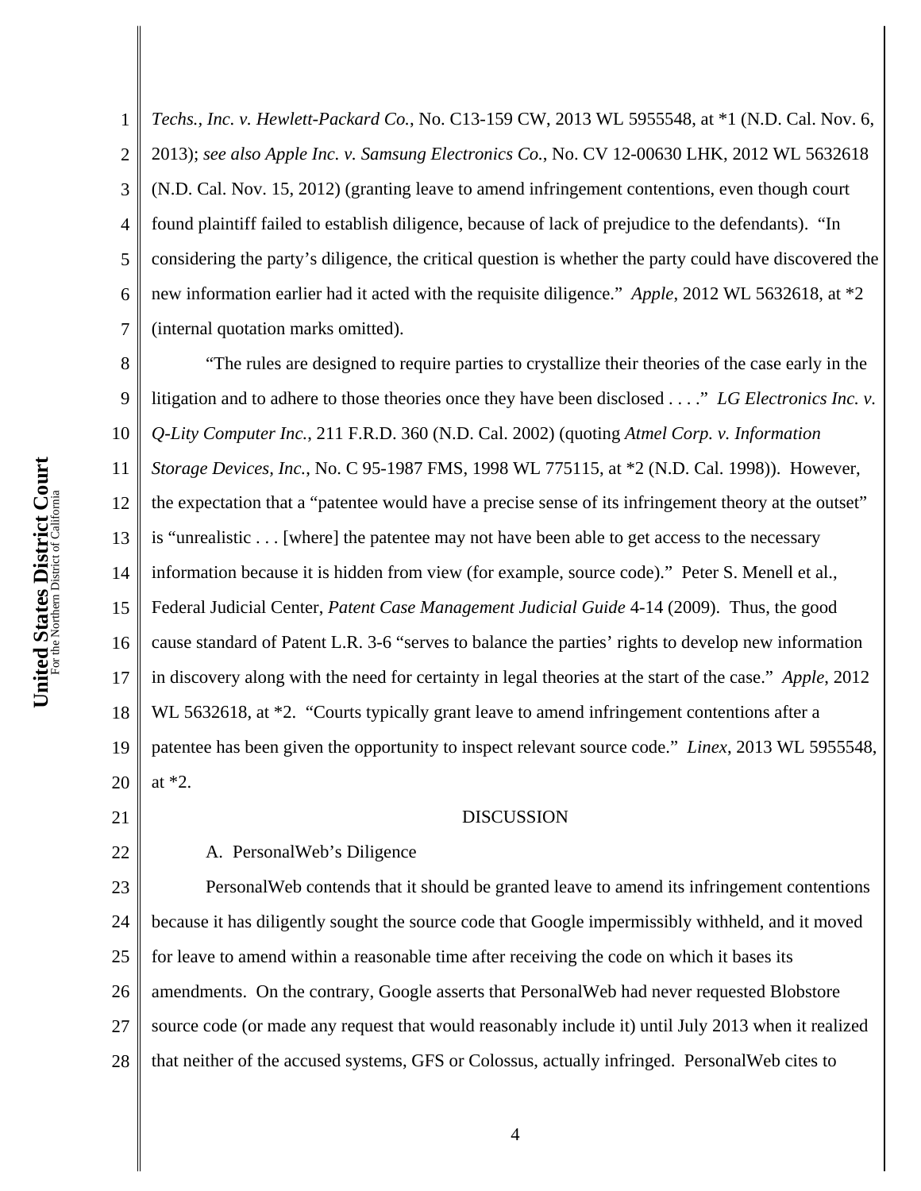*Techs., Inc. v. Hewlett-Packard Co.*, No. C13-159 CW, 2013 WL 5955548, at *1 (N.D. Cal. Nov. 6, 2013); *see also Apple Inc. v. Samsung Electronics Co.*, No. CV 12-00630 LHK, 2012 WL 5632618 (N.D. Cal. Nov. 15, 2012) (granting leave to amend infringement contentions, even though court found plaintiff failed to establish diligence, because of lack of prejudice to the defendants). "In considering the party's diligence, the critical question is whether the party could have discovered the new information earlier had it acted with the requisite diligence." *Apple*, 2012 WL 5632618, at *2 (internal quotation marks omitted).

"The rules are designed to require parties to crystallize their theories of the case early in the litigation and to adhere to those theories once they have been disclosed . . . ." *LG Electronics Inc. v. Q-Lity Computer Inc.*, 211 F.R.D. 360 (N.D. Cal. 2002) (quoting *Atmel Corp. v. Information Storage Devices, Inc.*, No. C 95-1987 FMS, 1998 WL 775115, at *2 (N.D. Cal. 1998)). However, the expectation that a "patentee would have a precise sense of its infringement theory at the outset" is "unrealistic . . . [where] the patentee may not have been able to get access to the necessary information because it is hidden from view (for example, source code)." Peter S. Menell et al., Federal Judicial Center, *Patent Case Management Judicial Guide* 4-14 (2009). Thus, the good cause standard of Patent L.R. 3-6 "serves to balance the parties' rights to develop new information in discovery along with the need for certainty in legal theories at the start of the case." *Apple*, 2012 WL 5632618, at *2. "Courts typically grant leave to amend infringement contentions after a patentee has been given the opportunity to inspect relevant source code." *Linex*, 2013 WL 5955548, at *2.

DISCUSSION

A. PersonalWeb's Diligence

PersonalWeb contends that it should be granted leave to amend its infringement contentions because it has diligently sought the source code that Google impermissibly withheld, and it moved for leave to amend within a reasonable time after receiving the code on which it bases its amendments. On the contrary, Google asserts that PersonalWeb had never requested Blobstore source code (or made any request that would reasonably include it) until July 2013 when it realized that neither of the accused systems, GFS or Colossus, actually infringed. PersonalWeb cites to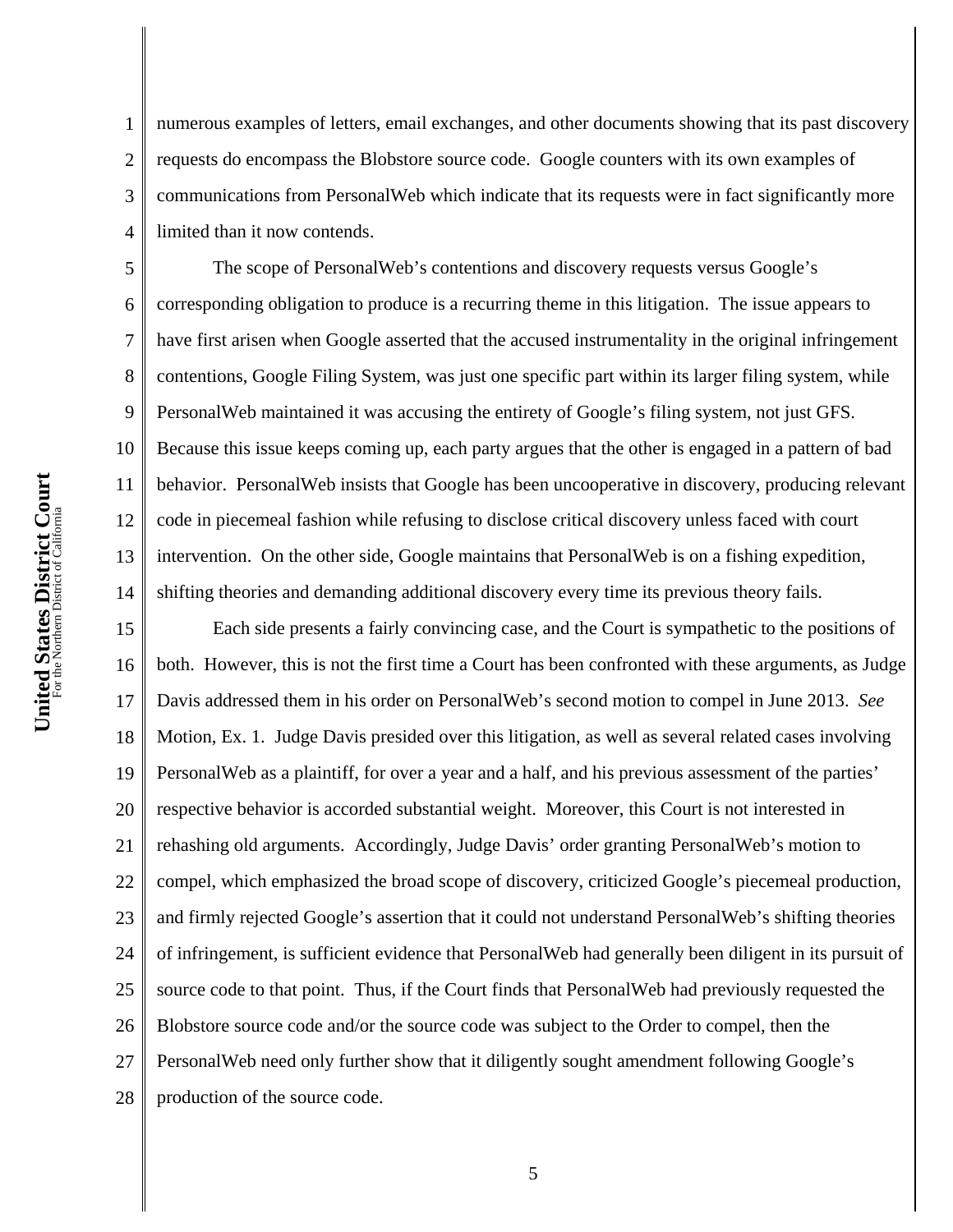numerous examples of letters, email exchanges, and other documents showing that its past discovery requests do encompass the Blobstore source code. Google counters with its own examples of communications from PersonalWeb which indicate that its requests were in fact significantly more limited than it now contends.

The scope of PersonalWeb's contentions and discovery requests versus Google's corresponding obligation to produce is a recurring theme in this litigation. The issue appears to have first arisen when Google asserted that the accused instrumentality in the original infringement contentions, Google Filing System, was just one specific part within its larger filing system, while PersonalWeb maintained it was accusing the entirety of Google's filing system, not just GFS. Because this issue keeps coming up, each party argues that the other is engaged in a pattern of bad behavior. PersonalWeb insists that Google has been uncooperative in discovery, producing relevant code in piecemeal fashion while refusing to disclose critical discovery unless faced with court intervention. On the other side, Google maintains that PersonalWeb is on a fishing expedition, shifting theories and demanding additional discovery every time its previous theory fails.

Each side presents a fairly convincing case, and the Court is sympathetic to the positions of both. However, this is not the first time a Court has been confronted with these arguments, as Judge Davis addressed them in his order on PersonalWeb's second motion to compel in June 2013. *See* Motion, Ex. 1. Judge Davis presided over this litigation, as well as several related cases involving PersonalWeb as a plaintiff, for over a year and a half, and his previous assessment of the parties' respective behavior is accorded substantial weight. Moreover, this Court is not interested in rehashing old arguments. Accordingly, Judge Davis' order granting PersonalWeb's motion to compel, which emphasized the broad scope of discovery, criticized Google's piecemeal production, and firmly rejected Google's assertion that it could not understand PersonalWeb's shifting theories of infringement, is sufficient evidence that PersonalWeb had generally been diligent in its pursuit of source code to that point. Thus, if the Court finds that PersonalWeb had previously requested the Blobstore source code and/or the source code was subject to the Order to compel, then the PersonalWeb need only further show that it diligently sought amendment following Google's production of the source code.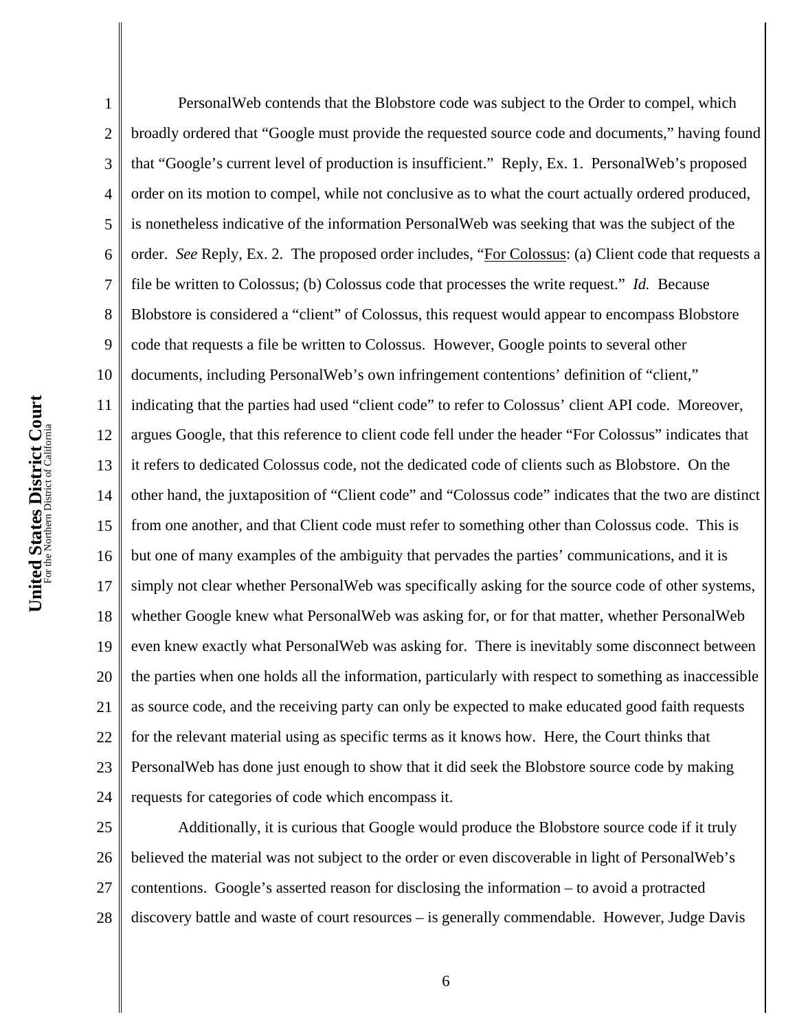PersonalWeb contends that the Blobstore code was subject to the Order to compel, which broadly ordered that "Google must provide the requested source code and documents," having found that "Google's current level of production is insufficient." Reply, Ex. 1. PersonalWeb's proposed order on its motion to compel, while not conclusive as to what the court actually ordered produced, is nonetheless indicative of the information PersonalWeb was seeking that was the subject of the order. *See* Reply, Ex. 2. The proposed order includes, "For Colossus: (a) Client code that requests a file be written to Colossus; (b) Colossus code that processes the write request." *Id.* Because Blobstore is considered a "client" of Colossus, this request would appear to encompass Blobstore code that requests a file be written to Colossus. However, Google points to several other documents, including PersonalWeb's own infringement contentions' definition of "client," indicating that the parties had used "client code" to refer to Colossus' client API code. Moreover, argues Google, that this reference to client code fell under the header "For Colossus" indicates that it refers to dedicated Colossus code, not the dedicated code of clients such as Blobstore. On the other hand, the juxtaposition of "Client code" and "Colossus code" indicates that the two are distinct from one another, and that Client code must refer to something other than Colossus code. This is but one of many examples of the ambiguity that pervades the parties' communications, and it is simply not clear whether PersonalWeb was specifically asking for the source code of other systems, whether Google knew what PersonalWeb was asking for, or for that matter, whether PersonalWeb even knew exactly what PersonalWeb was asking for. There is inevitably some disconnect between the parties when one holds all the information, particularly with respect to something as inaccessible as source code, and the receiving party can only be expected to make educated good faith requests for the relevant material using as specific terms as it knows how. Here, the Court thinks that PersonalWeb has done just enough to show that it did seek the Blobstore source code by making requests for categories of code which encompass it.

Additionally, it is curious that Google would produce the Blobstore source code if it truly believed the material was not subject to the order or even discoverable in light of PersonalWeb's contentions. Google's asserted reason for disclosing the information – to avoid a protracted discovery battle and waste of court resources – is generally commendable. However, Judge Davis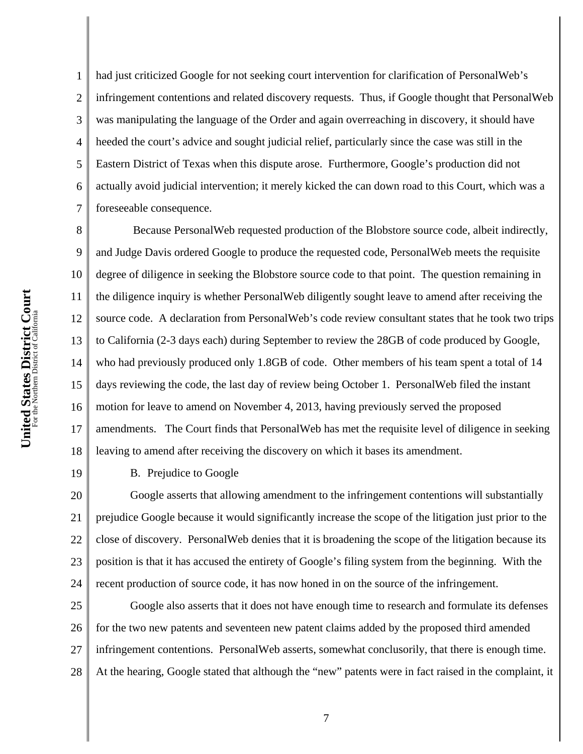had just criticized Google for not seeking court intervention for clarification of PersonalWeb's infringement contentions and related discovery requests. Thus, if Google thought that PersonalWeb was manipulating the language of the Order and again overreaching in discovery, it should have heeded the court's advice and sought judicial relief, particularly since the case was still in the Eastern District of Texas when this dispute arose. Furthermore, Google's production did not actually avoid judicial intervention; it merely kicked the can down road to this Court, which was a foreseeable consequence.

Because PersonalWeb requested production of the Blobstore source code, albeit indirectly, and Judge Davis ordered Google to produce the requested code, PersonalWeb meets the requisite degree of diligence in seeking the Blobstore source code to that point. The question remaining in the diligence inquiry is whether PersonalWeb diligently sought leave to amend after receiving the source code. A declaration from PersonalWeb's code review consultant states that he took two trips to California (2-3 days each) during September to review the 28GB of code produced by Google, who had previously produced only 1.8GB of code. Other members of his team spent a total of 14 days reviewing the code, the last day of review being October 1. PersonalWeb filed the instant motion for leave to amend on November 4, 2013, having previously served the proposed amendments. The Court finds that PersonalWeb has met the requisite level of diligence in seeking leaving to amend after receiving the discovery on which it bases its amendment.

B. Prejudice to Google

Google asserts that allowing amendment to the infringement contentions will substantially prejudice Google because it would significantly increase the scope of the litigation just prior to the close of discovery. PersonalWeb denies that it is broadening the scope of the litigation because its position is that it has accused the entirety of Google's filing system from the beginning. With the recent production of source code, it has now honed in on the source of the infringement.

Google also asserts that it does not have enough time to research and formulate its defenses for the two new patents and seventeen new patent claims added by the proposed third amended infringement contentions. PersonalWeb asserts, somewhat conclusorily, that there is enough time. At the hearing, Google stated that although the "new" patents were in fact raised in the complaint, it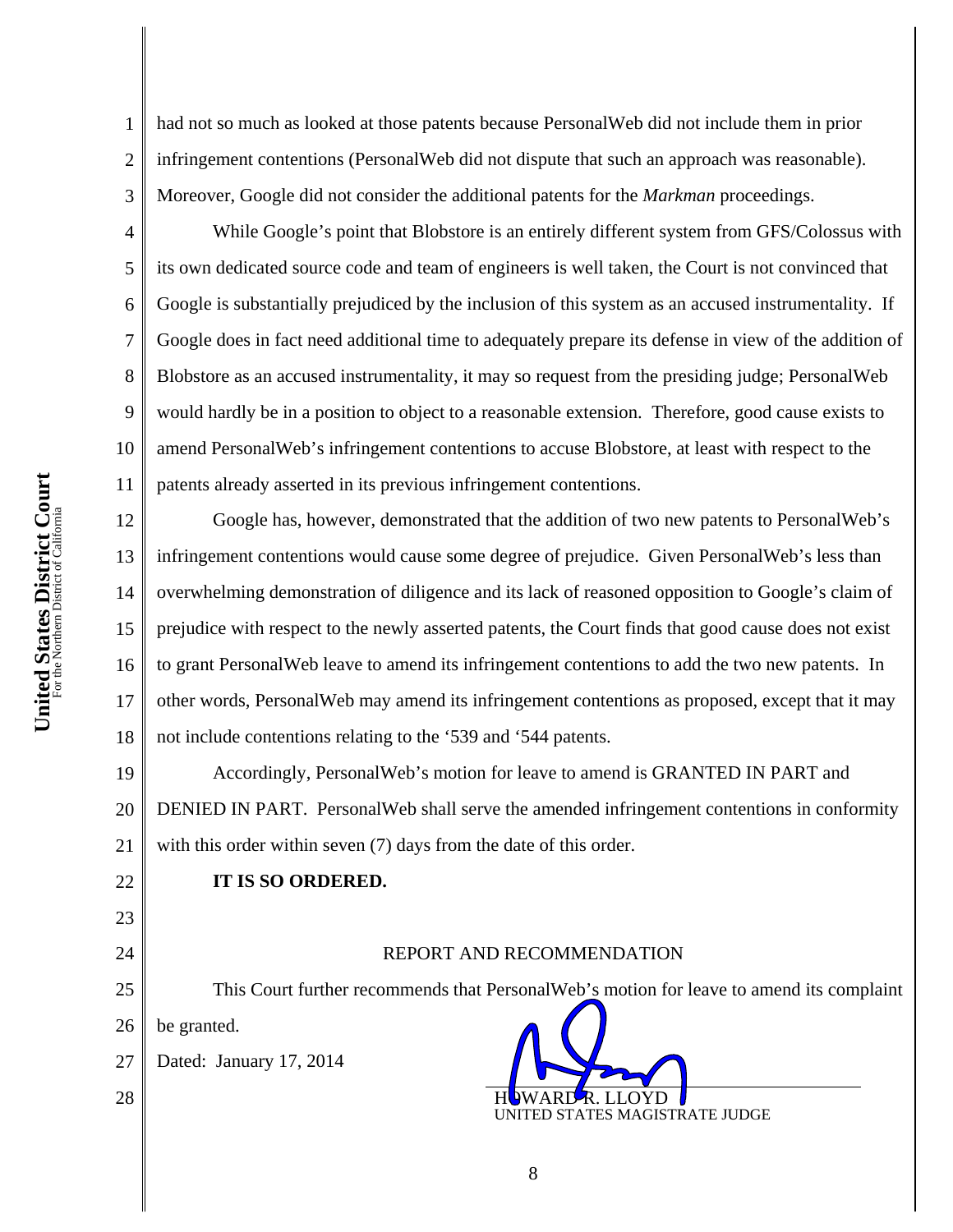had not so much as looked at those patents because PersonalWeb did not include them in prior infringement contentions (PersonalWeb did not dispute that such an approach was reasonable). Moreover, Google did not consider the additional patents for the *Markman* proceedings.

While Google's point that Blobstore is an entirely different system from GFS/Colossus with its own dedicated source code and team of engineers is well taken, the Court is not convinced that Google is substantially prejudiced by the inclusion of this system as an accused instrumentality. If Google does in fact need additional time to adequately prepare its defense in view of the addition of Blobstore as an accused instrumentality, it may so request from the presiding judge; PersonalWeb would hardly be in a position to object to a reasonable extension. Therefore, good cause exists to amend PersonalWeb's infringement contentions to accuse Blobstore, at least with respect to the patents already asserted in its previous infringement contentions.

Google has, however, demonstrated that the addition of two new patents to PersonalWeb's infringement contentions would cause some degree of prejudice. Given PersonalWeb's less than overwhelming demonstration of diligence and its lack of reasoned opposition to Google's claim of prejudice with respect to the newly asserted patents, the Court finds that good cause does not exist to grant PersonalWeb leave to amend its infringement contentions to add the two new patents. In other words, PersonalWeb may amend its infringement contentions as proposed, except that it may not include contentions relating to the '539 and '544 patents.

Accordingly, PersonalWeb's motion for leave to amend is GRANTED IN PART and DENIED IN PART. PersonalWeb shall serve the amended infringement contentions in conformity with this order within seven (7) days from the date of this order.

**IT IS SO ORDERED.**

REPORT AND RECOMMENDATION

This Court further recommends that PersonalWeb's motion for leave to amend its complaint be granted.

Dated: January 17, 2014

HOWARD R. LLOYD
UNITED STATES MAGISTRATE JUDGE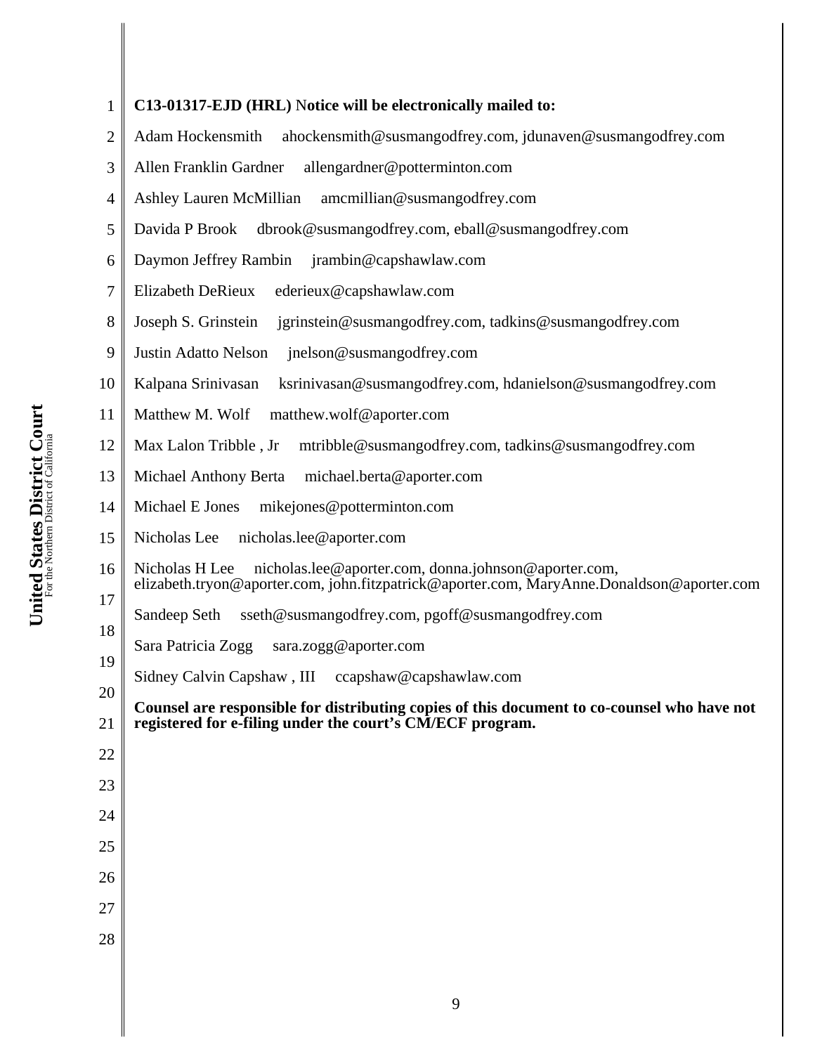**C13-01317-EJD (HRL) Notice will be electronically mailed to:**

Adam Hockensmith ahockensmith@susmangodfrey.com, jdunaven@susmangodfrey.com

Allen Franklin Gardner allengardner@potterminton.com

Ashley Lauren McMillian amcmillian@susmangodfrey.com

Davida P Brook dbrook@susmangodfrey.com, eball@susmangodfrey.com

Daymon Jeffrey Rambin jrambin@capshawlaw.com

Elizabeth DeRieux ederieux@capshawlaw.com

Joseph S. Grinstein jgrinstein@susmangodfrey.com, tadkins@susmangodfrey.com

Justin Adatto Nelson jnelson@susmangodfrey.com

Kalpana Srinivasan ksrinivasan@susmangodfrey.com, hdanielson@susmangodfrey.com

Matthew M. Wolf matthew.wolf@aporter.com

Max Lalon Tribble , Jr mtribble@susmangodfrey.com, tadkins@susmangodfrey.com

Michael Anthony Berta michael.berta@aporter.com

Michael E Jones mikejones@potterminton.com

Nicholas Lee nicholas.lee@aporter.com

Nicholas H Lee nicholas.lee@aporter.com, donna.johnson@aporter.com, elizabeth.tryon@aporter.com, john.fitzpatrick@aporter.com, MaryAnne.Donaldson@aporter.com

Sandeep Seth sseth@susmangodfrey.com, pgoff@susmangodfrey.com

Sara Patricia Zogg sara.zogg@aporter.com

Sidney Calvin Capshaw , III ccapshaw@capshawlaw.com

**Counsel are responsible for distributing copies of this document to co-counsel who have not registered for e-filing under the court's CM/ECF program.**